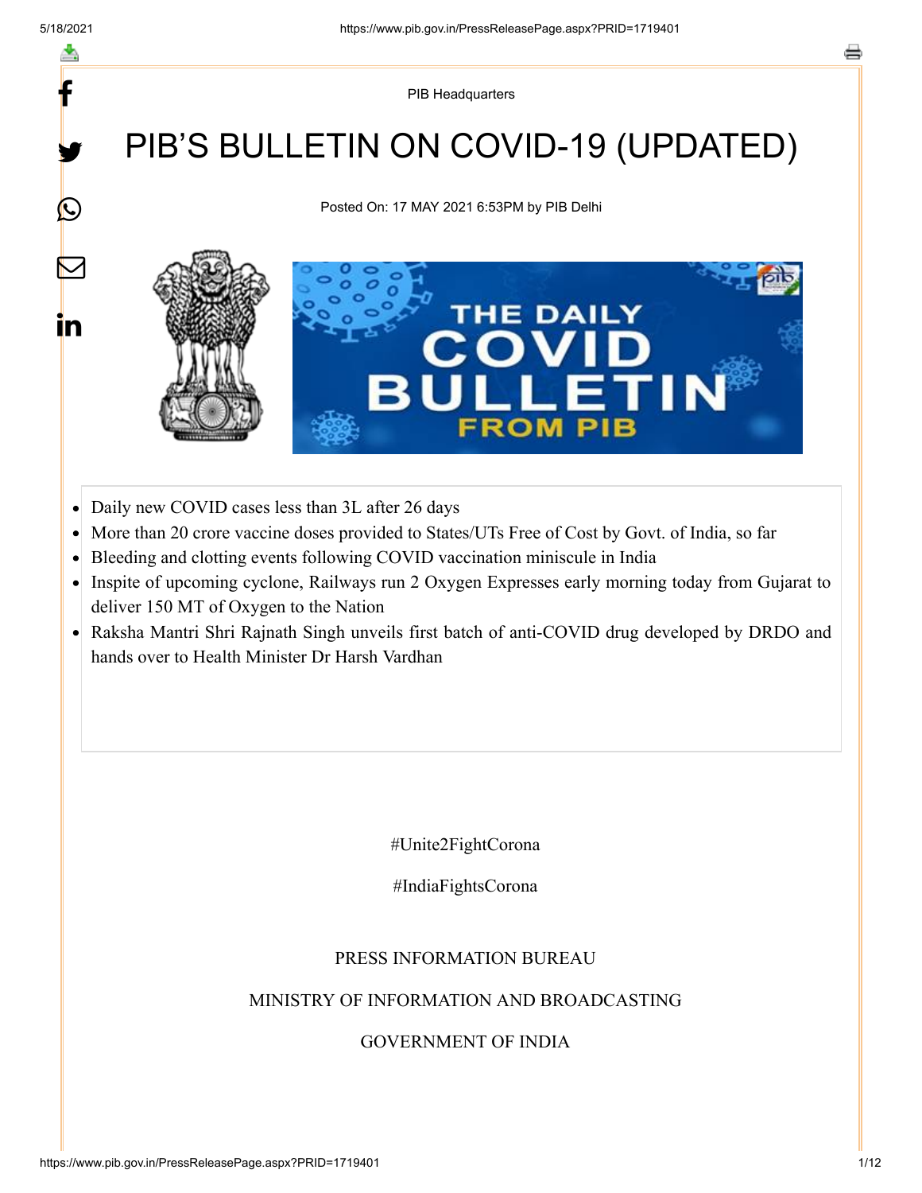PIB Headquarters

# PIB'S BULLETIN ON COVID-19 (UPDATED)

Posted On: 17 MAY 2021 6:53PM by PIB Delhi

- Daily new COVID cases less than 3L after 26 days
- More than 20 crore vaccine doses provided to States/UTs Free of Cost by Govt. of India, so far
- Bleeding and clotting events following COVID vaccination miniscule in India
- Inspite of upcoming cyclone, Railways run 2 Oxygen Expresses early morning today from Gujarat to deliver 150 MT of Oxygen to the Nation
- Raksha Mantri Shri Rajnath Singh unveils first batch of anti-COVID drug developed by DRDO and hands over to Health Minister Dr Harsh Vardhan

#Unite2FightCorona

#IndiaFightsCorona

PRESS INFORMATION BUREAU

MINISTRY OF INFORMATION AND BROADCASTING

GOVERNMENT OF INDIA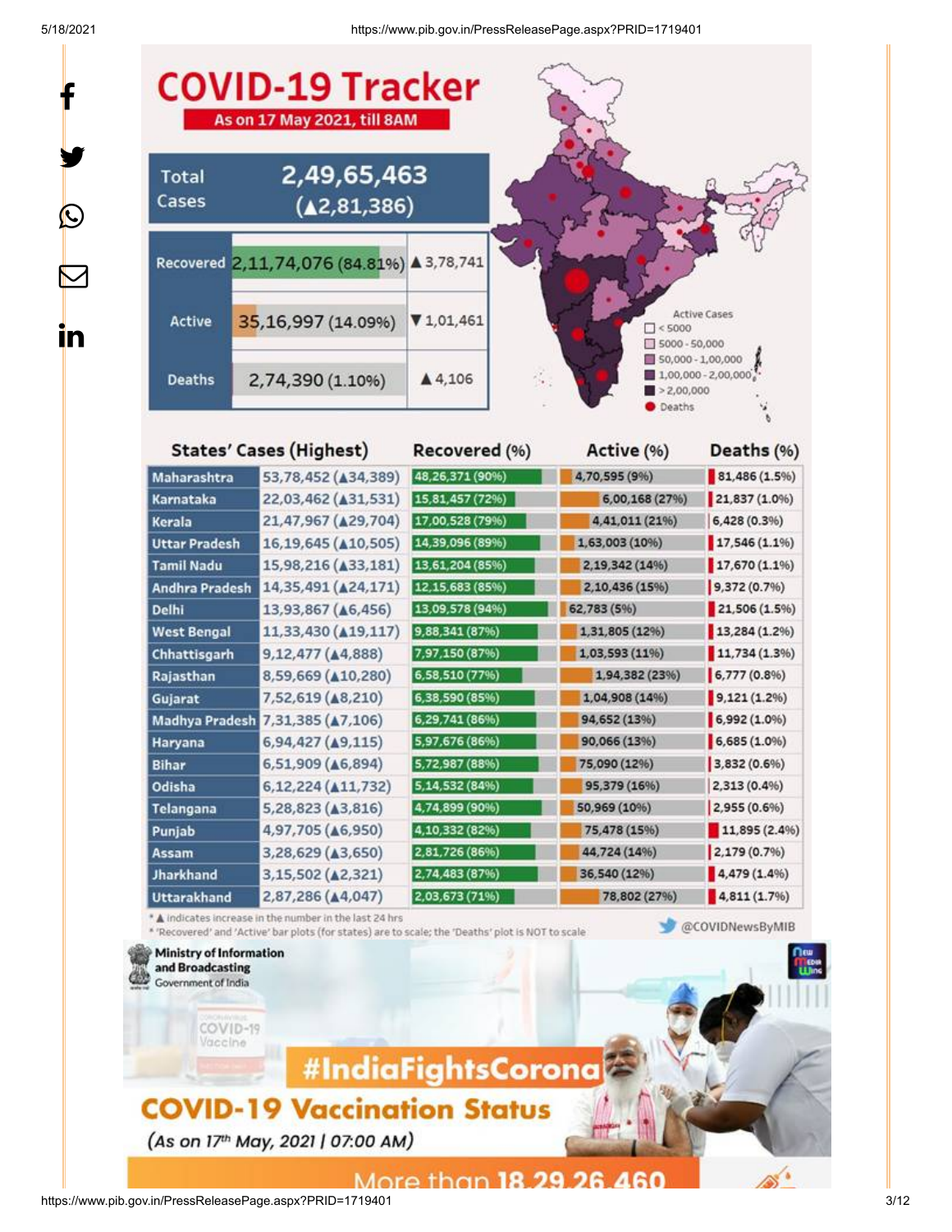# COVID-19 Tracker

**As on 17 May 2021, till 8AM**

| | | |
|---|---|---|
| Total Cases | 2,49,65,463 (▲2,81,386) | |
| Recovered | 2,11,74,076 (84.81%) | ▲3,78,741 |
| Active | 35,16,997 (14.09%) | ▼1,01,461 |
| Deaths | 2,74,390 (1.10%) | ▲4,106 |

Active Cases
- < 5000
- 5000 - 50,000
- 50,000 - 1,00,000
- 1,00,000 - 2,00,000
- > 2,00,000
- Deaths

| States' Cases (Highest) | | Recovered (%) | Active (%) | Deaths (%) |
|---|---|---|---|---|
| Maharashtra | 53,78,452 (▲34,389) | 48,26,371 (90%) | 4,70,595 (9%) | 81,486 (1.5%) |
| Karnataka | 22,03,462 (▲31,531) | 15,81,457 (72%) | 6,00,168 (27%) | 21,837 (1.0%) |
| Kerala | 21,47,967 (▲29,704) | 17,00,528 (79%) | 4,41,011 (21%) | 6,428 (0.3%) |
| Uttar Pradesh | 16,19,645 (▲10,505) | 14,39,096 (89%) | 1,63,003 (10%) | 17,546 (1.1%) |
| Tamil Nadu | 15,98,216 (▲33,181) | 13,61,204 (85%) | 2,19,342 (14%) | 17,670 (1.1%) |
| Andhra Pradesh | 14,35,491 (▲24,171) | 12,15,683 (85%) | 2,10,436 (15%) | 9,372 (0.7%) |
| Delhi | 13,93,867 (▲6,456) | 13,09,578 (94%) | 62,783 (5%) | 21,506 (1.5%) |
| West Bengal | 11,33,430 (▲19,117) | 9,88,341 (87%) | 1,31,805 (12%) | 13,284 (1.2%) |
| Chhattisgarh | 9,12,477 (▲4,888) | 7,97,150 (87%) | 1,03,593 (11%) | 11,734 (1.3%) |
| Rajasthan | 8,59,669 (▲10,280) | 6,58,510 (77%) | 1,94,382 (23%) | 6,777 (0.8%) |
| Gujarat | 7,52,619 (▲8,210) | 6,38,590 (85%) | 1,04,908 (14%) | 9,121 (1.2%) |
| Madhya Pradesh | 7,31,385 (▲7,106) | 6,29,741 (86%) | 94,652 (13%) | 6,992 (1.0%) |
| Haryana | 6,94,427 (▲9,115) | 5,97,676 (86%) | 90,066 (13%) | 6,685 (1.0%) |
| Bihar | 6,51,909 (▲6,894) | 5,72,987 (88%) | 75,090 (12%) | 3,832 (0.6%) |
| Odisha | 6,12,224 (▲11,732) | 5,14,532 (84%) | 95,379 (16%) | 2,313 (0.4%) |
| Telangana | 5,28,823 (▲3,816) | 4,74,899 (90%) | 50,969 (10%) | 2,955 (0.6%) |
| Punjab | 4,97,705 (▲6,950) | 4,10,332 (82%) | 75,478 (15%) | 11,895 (2.4%) |
| Assam | 3,28,629 (▲3,650) | 2,81,726 (86%) | 44,724 (14%) | 2,179 (0.7%) |
| Jharkhand | 3,15,502 (▲2,321) | 2,74,483 (87%) | 36,540 (12%) | 4,479 (1.4%) |
| Uttarakhand | 2,87,286 (▲4,047) | 2,03,673 (71%) | 78,802 (27%) | 4,811 (1.7%) |

\* ▲ indicates increase in the number in the last 24 hrs

\* 'Recovered' and 'Active' bar plots (for states) are to scale; the 'Deaths' plot is NOT to scale

@COVIDNewsByMIB

Ministry of Information and Broadcasting, Government of India

#IndiaFightsCorona

## COVID-19 Vaccination Status

(As on 17th May, 2021 | 07:00 AM)

More than 18,29,26,460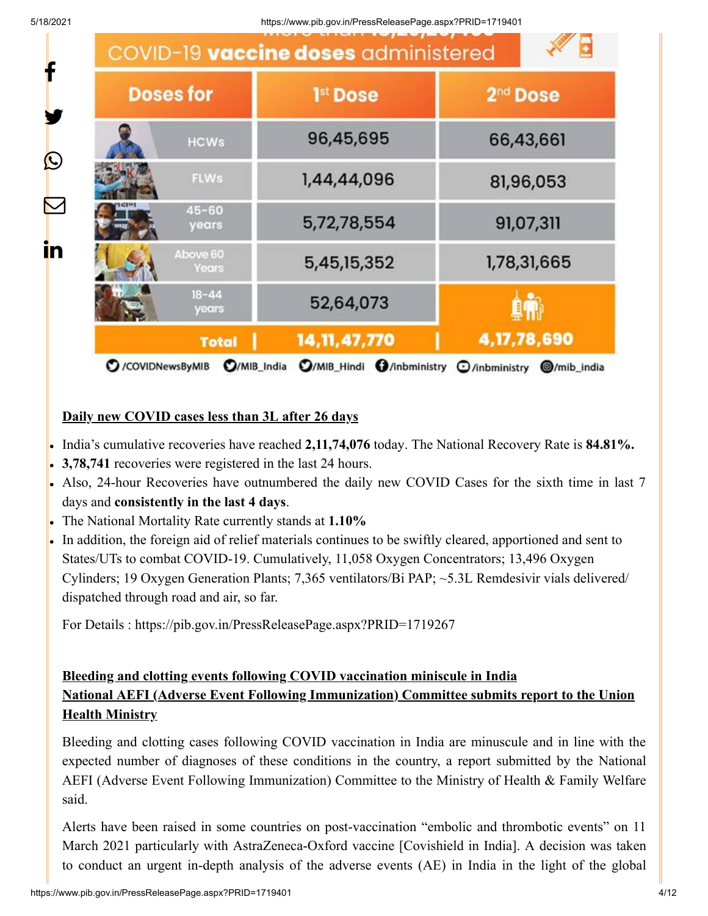## COVID-19 vaccine doses administered

| Doses for | 1st Dose | 2nd Dose |
|---|---|---|
| HCWs | 96,45,695 | 66,43,661 |
| FLWs | 1,44,44,096 | 81,96,053 |
| 45-60 years | 5,72,78,554 | 91,07,311 |
| Above 60 Years | 5,45,15,352 | 1,78,31,665 |
| 18-44 years | 52,64,073 | |
| Total | 14,11,47,770 | 4,17,78,690 |

/COVIDNewsByMIB /MIB_India /MIB_Hindi /inbministry /inbministry /mib_india

**Daily new COVID cases less than 3L after 26 days**

- India's cumulative recoveries have reached **2,11,74,076** today. The National Recovery Rate is **84.81%.**
- **3,78,741** recoveries were registered in the last 24 hours.
- Also, 24-hour Recoveries have outnumbered the daily new COVID Cases for the sixth time in last 7 days and **consistently in the last 4 days**.
- The National Mortality Rate currently stands at **1.10%**
- In addition, the foreign aid of relief materials continues to be swiftly cleared, apportioned and sent to States/UTs to combat COVID-19. Cumulatively, 11,058 Oxygen Concentrators; 13,496 Oxygen Cylinders; 19 Oxygen Generation Plants; 7,365 ventilators/Bi PAP; ~5.3L Remdesivir vials delivered/ dispatched through road and air, so far.

For Details : https://pib.gov.in/PressReleasePage.aspx?PRID=1719267

**Bleeding and clotting events following COVID vaccination miniscule in India**
**National AEFI (Adverse Event Following Immunization) Committee submits report to the Union Health Ministry**

Bleeding and clotting cases following COVID vaccination in India are minuscule and in line with the expected number of diagnoses of these conditions in the country, a report submitted by the National AEFI (Adverse Event Following Immunization) Committee to the Ministry of Health & Family Welfare said.

Alerts have been raised in some countries on post-vaccination "embolic and thrombotic events" on 11 March 2021 particularly with AstraZeneca-Oxford vaccine [Covishield in India]. A decision was taken to conduct an urgent in-depth analysis of the adverse events (AE) in India in the light of the global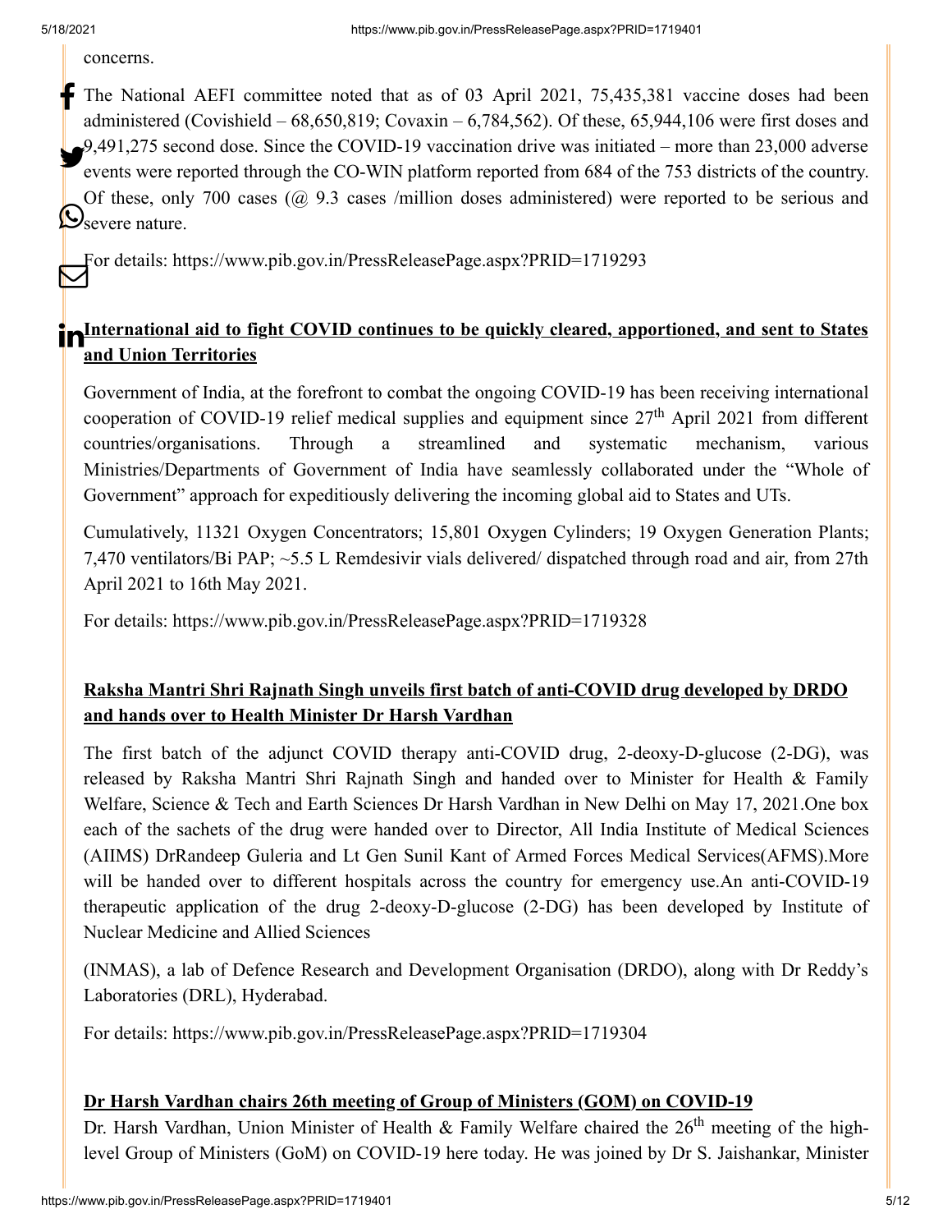concerns.

The National AEFI committee noted that as of 03 April 2021, 75,435,381 vaccine doses had been administered (Covishield – 68,650,819; Covaxin – 6,784,562). Of these, 65,944,106 were first doses and 9,491,275 second dose. Since the COVID-19 vaccination drive was initiated – more than 23,000 adverse events were reported through the CO-WIN platform reported from 684 of the 753 districts of the country. Of these, only 700 cases (@ 9.3 cases /million doses administered) were reported to be serious and severe nature.

For details: https://www.pib.gov.in/PressReleasePage.aspx?PRID=1719293

**International aid to fight COVID continues to be quickly cleared, apportioned, and sent to States and Union Territories**

Government of India, at the forefront to combat the ongoing COVID-19 has been receiving international cooperation of COVID-19 relief medical supplies and equipment since 27th April 2021 from different countries/organisations. Through a streamlined and systematic mechanism, various Ministries/Departments of Government of India have seamlessly collaborated under the "Whole of Government" approach for expeditiously delivering the incoming global aid to States and UTs.

Cumulatively, 11321 Oxygen Concentrators; 15,801 Oxygen Cylinders; 19 Oxygen Generation Plants; 7,470 ventilators/Bi PAP; ~5.5 L Remdesivir vials delivered/ dispatched through road and air, from 27th April 2021 to 16th May 2021.

For details: https://www.pib.gov.in/PressReleasePage.aspx?PRID=1719328

**Raksha Mantri Shri Rajnath Singh unveils first batch of anti-COVID drug developed by DRDO and hands over to Health Minister Dr Harsh Vardhan**

The first batch of the adjunct COVID therapy anti-COVID drug, 2-deoxy-D-glucose (2-DG), was released by Raksha Mantri Shri Rajnath Singh and handed over to Minister for Health & Family Welfare, Science & Tech and Earth Sciences Dr Harsh Vardhan in New Delhi on May 17, 2021.One box each of the sachets of the drug were handed over to Director, All India Institute of Medical Sciences (AIIMS) DrRandeep Guleria and Lt Gen Sunil Kant of Armed Forces Medical Services(AFMS).More will be handed over to different hospitals across the country for emergency use.An anti-COVID-19 therapeutic application of the drug 2-deoxy-D-glucose (2-DG) has been developed by Institute of Nuclear Medicine and Allied Sciences

(INMAS), a lab of Defence Research and Development Organisation (DRDO), along with Dr Reddy's Laboratories (DRL), Hyderabad.

For details: https://www.pib.gov.in/PressReleasePage.aspx?PRID=1719304

**Dr Harsh Vardhan chairs 26th meeting of Group of Ministers (GOM) on COVID-19**

Dr. Harsh Vardhan, Union Minister of Health & Family Welfare chaired the 26th meeting of the high-level Group of Ministers (GoM) on COVID-19 here today. He was joined by Dr S. Jaishankar, Minister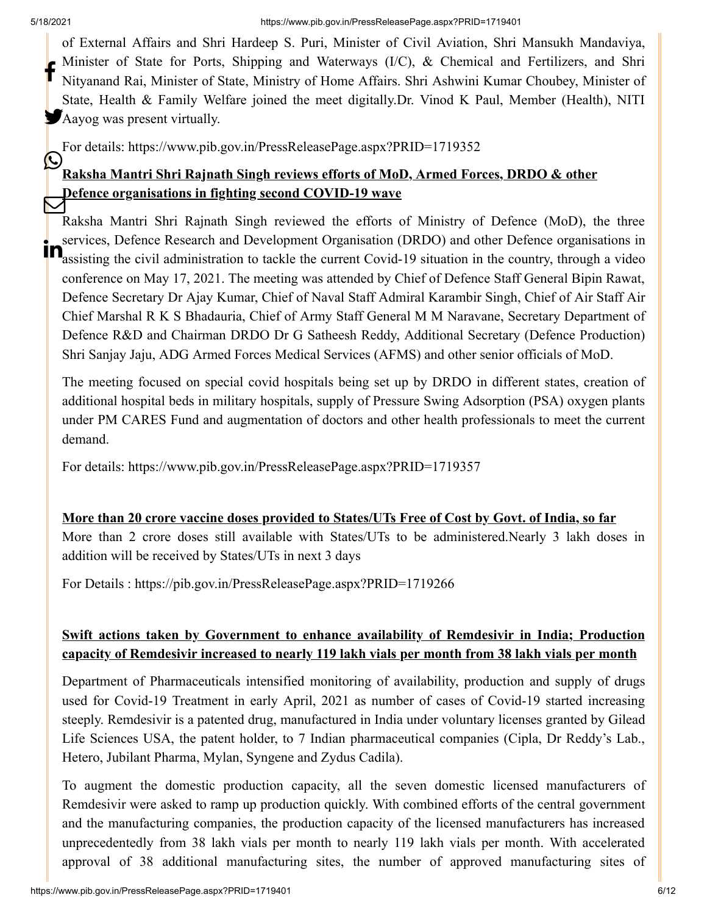of External Affairs and Shri Hardeep S. Puri, Minister of Civil Aviation, Shri Mansukh Mandaviya, Minister of State for Ports, Shipping and Waterways (I/C), & Chemical and Fertilizers, and Shri Nityanand Rai, Minister of State, Ministry of Home Affairs. Shri Ashwini Kumar Choubey, Minister of State, Health & Family Welfare joined the meet digitally.Dr. Vinod K Paul, Member (Health), NITI Aayog was present virtually.

For details: https://www.pib.gov.in/PressReleasePage.aspx?PRID=1719352

**Raksha Mantri Shri Rajnath Singh reviews efforts of MoD, Armed Forces, DRDO & other Defence organisations in fighting second COVID-19 wave**

Raksha Mantri Shri Rajnath Singh reviewed the efforts of Ministry of Defence (MoD), the three services, Defence Research and Development Organisation (DRDO) and other Defence organisations in assisting the civil administration to tackle the current Covid-19 situation in the country, through a video conference on May 17, 2021. The meeting was attended by Chief of Defence Staff General Bipin Rawat, Defence Secretary Dr Ajay Kumar, Chief of Naval Staff Admiral Karambir Singh, Chief of Air Staff Air Chief Marshal R K S Bhadauria, Chief of Army Staff General M M Naravane, Secretary Department of Defence R&D and Chairman DRDO Dr G Satheesh Reddy, Additional Secretary (Defence Production) Shri Sanjay Jaju, ADG Armed Forces Medical Services (AFMS) and other senior officials of MoD.

The meeting focused on special covid hospitals being set up by DRDO in different states, creation of additional hospital beds in military hospitals, supply of Pressure Swing Adsorption (PSA) oxygen plants under PM CARES Fund and augmentation of doctors and other health professionals to meet the current demand.

For details: https://www.pib.gov.in/PressReleasePage.aspx?PRID=1719357

**More than 20 crore vaccine doses provided to States/UTs Free of Cost by Govt. of India, so far**

More than 2 crore doses still available with States/UTs to be administered.Nearly 3 lakh doses in addition will be received by States/UTs in next 3 days

For Details : https://pib.gov.in/PressReleasePage.aspx?PRID=1719266

**Swift actions taken by Government to enhance availability of Remdesivir in India; Production capacity of Remdesivir increased to nearly 119 lakh vials per month from 38 lakh vials per month**

Department of Pharmaceuticals intensified monitoring of availability, production and supply of drugs used for Covid-19 Treatment in early April, 2021 as number of cases of Covid-19 started increasing steeply. Remdesivir is a patented drug, manufactured in India under voluntary licenses granted by Gilead Life Sciences USA, the patent holder, to 7 Indian pharmaceutical companies (Cipla, Dr Reddy's Lab., Hetero, Jubilant Pharma, Mylan, Syngene and Zydus Cadila).

To augment the domestic production capacity, all the seven domestic licensed manufacturers of Remdesivir were asked to ramp up production quickly. With combined efforts of the central government and the manufacturing companies, the production capacity of the licensed manufacturers has increased unprecedentedly from 38 lakh vials per month to nearly 119 lakh vials per month. With accelerated approval of 38 additional manufacturing sites, the number of approved manufacturing sites of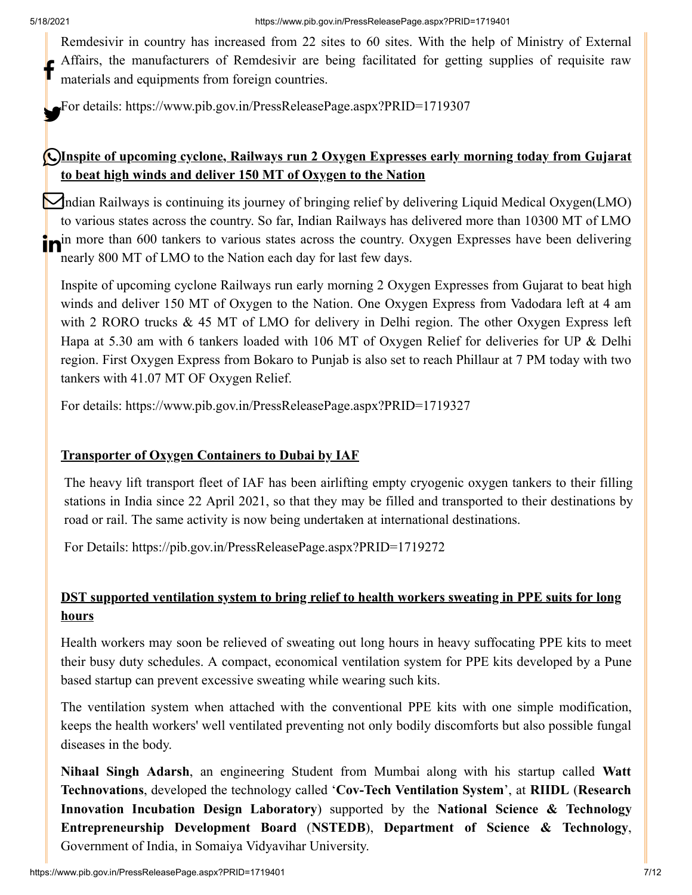Remdesivir in country has increased from 22 sites to 60 sites. With the help of Ministry of External Affairs, the manufacturers of Remdesivir are being facilitated for getting supplies of requisite raw materials and equipments from foreign countries.

For details: https://www.pib.gov.in/PressReleasePage.aspx?PRID=1719307

**Inspite of upcoming cyclone, Railways run 2 Oxygen Expresses early morning today from Gujarat to beat high winds and deliver 150 MT of Oxygen to the Nation**

Indian Railways is continuing its journey of bringing relief by delivering Liquid Medical Oxygen(LMO) to various states across the country. So far, Indian Railways has delivered more than 10300 MT of LMO in more than 600 tankers to various states across the country. Oxygen Expresses have been delivering nearly 800 MT of LMO to the Nation each day for last few days.

Inspite of upcoming cyclone Railways run early morning 2 Oxygen Expresses from Gujarat to beat high winds and deliver 150 MT of Oxygen to the Nation. One Oxygen Express from Vadodara left at 4 am with 2 RORO trucks & 45 MT of LMO for delivery in Delhi region. The other Oxygen Express left Hapa at 5.30 am with 6 tankers loaded with 106 MT of Oxygen Relief for deliveries for UP & Delhi region. First Oxygen Express from Bokaro to Punjab is also set to reach Phillaur at 7 PM today with two tankers with 41.07 MT OF Oxygen Relief.

For details: https://www.pib.gov.in/PressReleasePage.aspx?PRID=1719327

**Transporter of Oxygen Containers to Dubai by IAF**

The heavy lift transport fleet of IAF has been airlifting empty cryogenic oxygen tankers to their filling stations in India since 22 April 2021, so that they may be filled and transported to their destinations by road or rail. The same activity is now being undertaken at international destinations.

For Details: https://pib.gov.in/PressReleasePage.aspx?PRID=1719272

**DST supported ventilation system to bring relief to health workers sweating in PPE suits for long hours**

Health workers may soon be relieved of sweating out long hours in heavy suffocating PPE kits to meet their busy duty schedules. A compact, economical ventilation system for PPE kits developed by a Pune based startup can prevent excessive sweating while wearing such kits.

The ventilation system when attached with the conventional PPE kits with one simple modification, keeps the health workers' well ventilated preventing not only bodily discomforts but also possible fungal diseases in the body.

**Nihaal Singh Adarsh**, an engineering Student from Mumbai along with his startup called **Watt Technovations**, developed the technology called '**Cov-Tech Ventilation System**', at **RIIDL** (**Research Innovation Incubation Design Laboratory**) supported by the **National Science & Technology Entrepreneurship Development Board** (**NSTEDB**), **Department of Science & Technology**, Government of India, in Somaiya Vidyavihar University.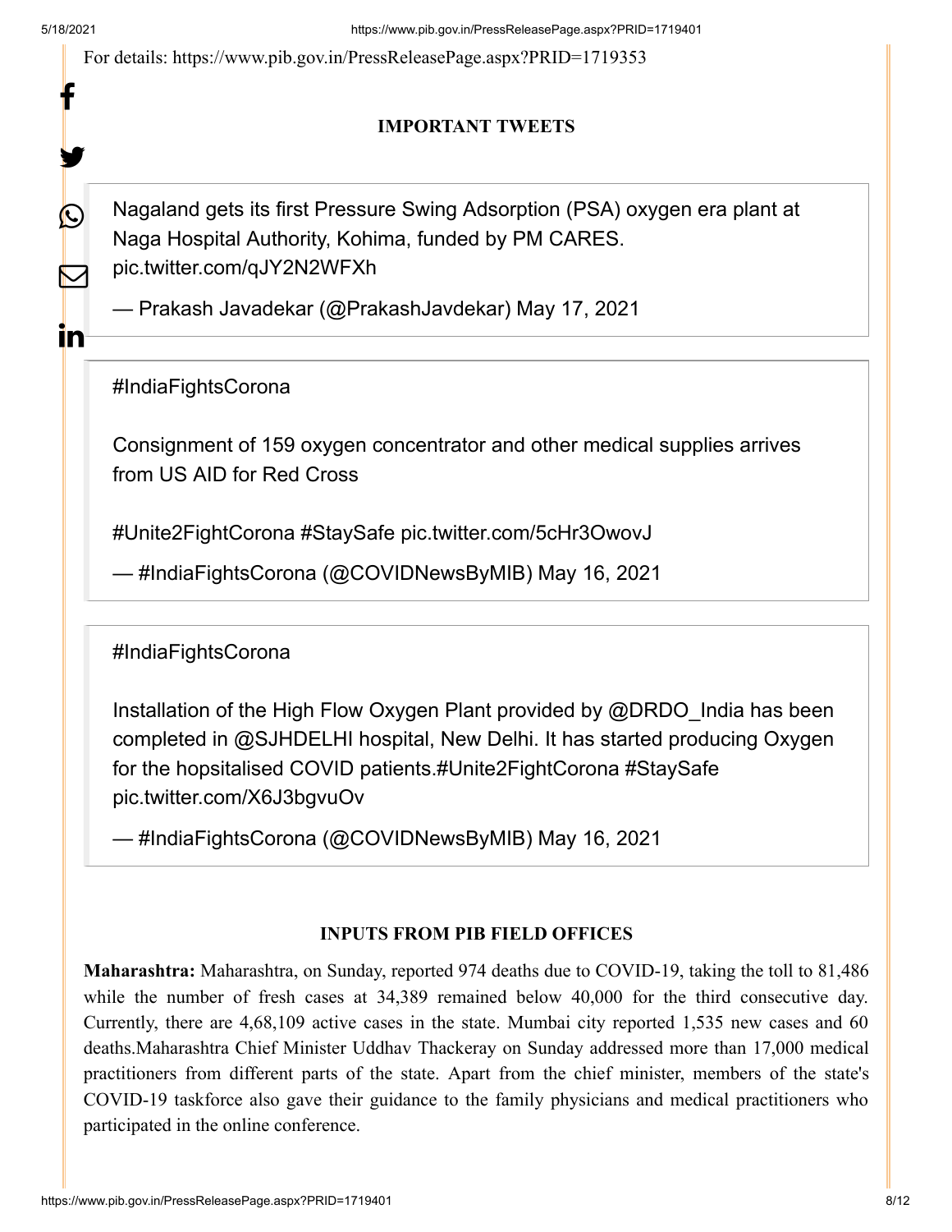For details: https://www.pib.gov.in/PressReleasePage.aspx?PRID=1719353

**IMPORTANT TWEETS**

> Nagaland gets its first Pressure Swing Adsorption (PSA) oxygen era plant at Naga Hospital Authority, Kohima, funded by PM CARES. pic.twitter.com/qJY2N2WFXh
>
> — Prakash Javadekar (@PrakashJavdekar) May 17, 2021

> #IndiaFightsCorona
>
> Consignment of 159 oxygen concentrator and other medical supplies arrives from US AID for Red Cross
>
> #Unite2FightCorona #StaySafe pic.twitter.com/5cHr3OwovJ
>
> — #IndiaFightsCorona (@COVIDNewsByMIB) May 16, 2021

> #IndiaFightsCorona
>
> Installation of the High Flow Oxygen Plant provided by @DRDO_India has been completed in @SJHDELHI hospital, New Delhi. It has started producing Oxygen for the hopsitalised COVID patients.#Unite2FightCorona #StaySafe pic.twitter.com/X6J3bgvuOv
>
> — #IndiaFightsCorona (@COVIDNewsByMIB) May 16, 2021

**INPUTS FROM PIB FIELD OFFICES**

**Maharashtra:** Maharashtra, on Sunday, reported 974 deaths due to COVID-19, taking the toll to 81,486 while the number of fresh cases at 34,389 remained below 40,000 for the third consecutive day. Currently, there are 4,68,109 active cases in the state. Mumbai city reported 1,535 new cases and 60 deaths.Maharashtra Chief Minister Uddhav Thackeray on Sunday addressed more than 17,000 medical practitioners from different parts of the state. Apart from the chief minister, members of the state's COVID-19 taskforce also gave their guidance to the family physicians and medical practitioners who participated in the online conference.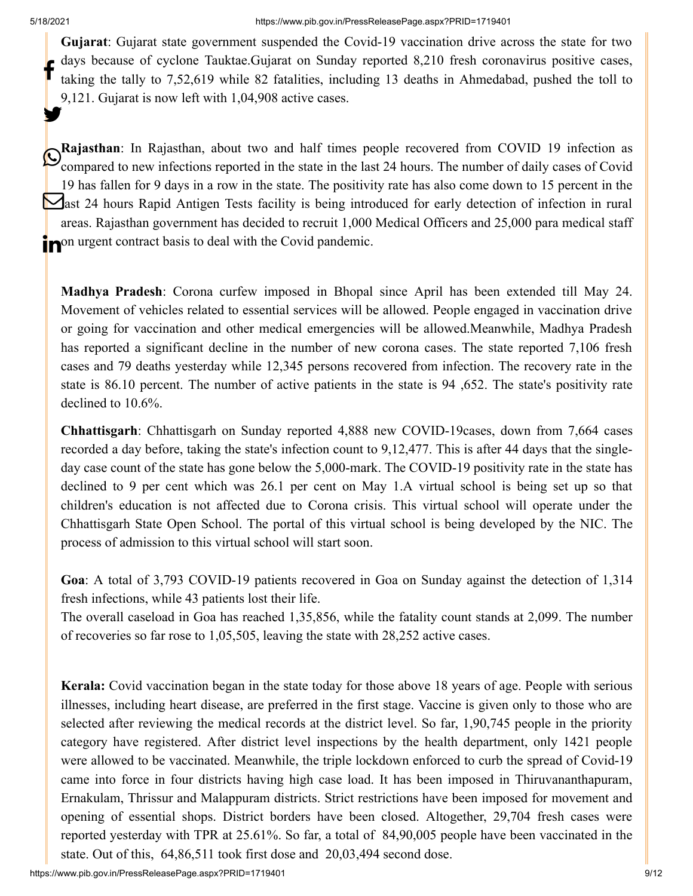**Gujarat**: Gujarat state government suspended the Covid-19 vaccination drive across the state for two days because of cyclone Tauktae.Gujarat on Sunday reported 8,210 fresh coronavirus positive cases, taking the tally to 7,52,619 while 82 fatalities, including 13 deaths in Ahmedabad, pushed the toll to 9,121. Gujarat is now left with 1,04,908 active cases.

**Rajasthan**: In Rajasthan, about two and half times people recovered from COVID 19 infection as compared to new infections reported in the state in the last 24 hours. The number of daily cases of Covid 19 has fallen for 9 days in a row in the state. The positivity rate has also come down to 15 percent in the last 24 hours Rapid Antigen Tests facility is being introduced for early detection of infection in rural areas. Rajasthan government has decided to recruit 1,000 Medical Officers and 25,000 para medical staff on urgent contract basis to deal with the Covid pandemic.

**Madhya Pradesh**: Corona curfew imposed in Bhopal since April has been extended till May 24. Movement of vehicles related to essential services will be allowed. People engaged in vaccination drive or going for vaccination and other medical emergencies will be allowed.Meanwhile, Madhya Pradesh has reported a significant decline in the number of new corona cases. The state reported 7,106 fresh cases and 79 deaths yesterday while 12,345 persons recovered from infection. The recovery rate in the state is 86.10 percent. The number of active patients in the state is 94 ,652. The state's positivity rate declined to 10.6%.

**Chhattisgarh**: Chhattisgarh on Sunday reported 4,888 new COVID-19cases, down from 7,664 cases recorded a day before, taking the state's infection count to 9,12,477. This is after 44 days that the single-day case count of the state has gone below the 5,000-mark. The COVID-19 positivity rate in the state has declined to 9 per cent which was 26.1 per cent on May 1.A virtual school is being set up so that children's education is not affected due to Corona crisis. This virtual school will operate under the Chhattisgarh State Open School. The portal of this virtual school is being developed by the NIC. The process of admission to this virtual school will start soon.

**Goa**: A total of 3,793 COVID-19 patients recovered in Goa on Sunday against the detection of 1,314 fresh infections, while 43 patients lost their life.

The overall caseload in Goa has reached 1,35,856, while the fatality count stands at 2,099. The number of recoveries so far rose to 1,05,505, leaving the state with 28,252 active cases.

**Kerala:** Covid vaccination began in the state today for those above 18 years of age. People with serious illnesses, including heart disease, are preferred in the first stage. Vaccine is given only to those who are selected after reviewing the medical records at the district level. So far, 1,90,745 people in the priority category have registered. After district level inspections by the health department, only 1421 people were allowed to be vaccinated. Meanwhile, the triple lockdown enforced to curb the spread of Covid-19 came into force in four districts having high case load. It has been imposed in Thiruvananthapuram, Ernakulam, Thrissur and Malappuram districts. Strict restrictions have been imposed for movement and opening of essential shops. District borders have been closed. Altogether, 29,704 fresh cases were reported yesterday with TPR at 25.61%. So far, a total of 84,90,005 people have been vaccinated in the state. Out of this, 64,86,511 took first dose and 20,03,494 second dose.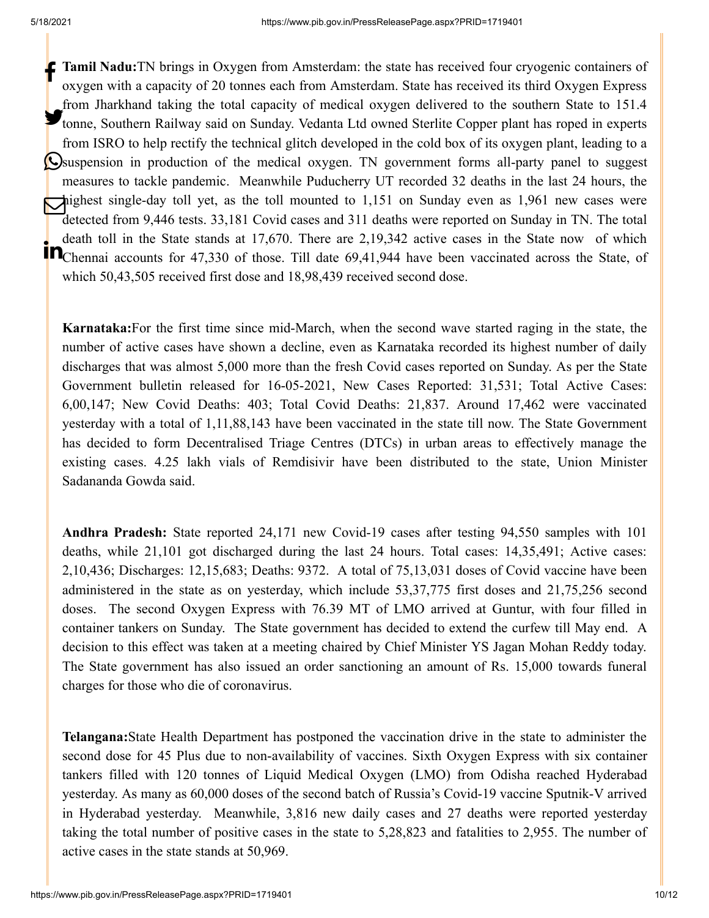**Tamil Nadu:**TN brings in Oxygen from Amsterdam: the state has received four cryogenic containers of oxygen with a capacity of 20 tonnes each from Amsterdam. State has received its third Oxygen Express from Jharkhand taking the total capacity of medical oxygen delivered to the southern State to 151.4 tonne, Southern Railway said on Sunday. Vedanta Ltd owned Sterlite Copper plant has roped in experts from ISRO to help rectify the technical glitch developed in the cold box of its oxygen plant, leading to a suspension in production of the medical oxygen. TN government forms all-party panel to suggest measures to tackle pandemic. Meanwhile Puducherry UT recorded 32 deaths in the last 24 hours, the highest single-day toll yet, as the toll mounted to 1,151 on Sunday even as 1,961 new cases were detected from 9,446 tests. 33,181 Covid cases and 311 deaths were reported on Sunday in TN. The total death toll in the State stands at 17,670. There are 2,19,342 active cases in the State now of which Chennai accounts for 47,330 of those. Till date 69,41,944 have been vaccinated across the State, of which 50,43,505 received first dose and 18,98,439 received second dose.

**Karnataka:**For the first time since mid-March, when the second wave started raging in the state, the number of active cases have shown a decline, even as Karnataka recorded its highest number of daily discharges that was almost 5,000 more than the fresh Covid cases reported on Sunday. As per the State Government bulletin released for 16-05-2021, New Cases Reported: 31,531; Total Active Cases: 6,00,147; New Covid Deaths: 403; Total Covid Deaths: 21,837. Around 17,462 were vaccinated yesterday with a total of 1,11,88,143 have been vaccinated in the state till now. The State Government has decided to form Decentralised Triage Centres (DTCs) in urban areas to effectively manage the existing cases. 4.25 lakh vials of Remdisivir have been distributed to the state, Union Minister Sadananda Gowda said.

**Andhra Pradesh:** State reported 24,171 new Covid-19 cases after testing 94,550 samples with 101 deaths, while 21,101 got discharged during the last 24 hours. Total cases: 14,35,491; Active cases: 2,10,436; Discharges: 12,15,683; Deaths: 9372. A total of 75,13,031 doses of Covid vaccine have been administered in the state as on yesterday, which include 53,37,775 first doses and 21,75,256 second doses. The second Oxygen Express with 76.39 MT of LMO arrived at Guntur, with four filled in container tankers on Sunday. The State government has decided to extend the curfew till May end. A decision to this effect was taken at a meeting chaired by Chief Minister YS Jagan Mohan Reddy today. The State government has also issued an order sanctioning an amount of Rs. 15,000 towards funeral charges for those who die of coronavirus.

**Telangana:**State Health Department has postponed the vaccination drive in the state to administer the second dose for 45 Plus due to non-availability of vaccines. Sixth Oxygen Express with six container tankers filled with 120 tonnes of Liquid Medical Oxygen (LMO) from Odisha reached Hyderabad yesterday. As many as 60,000 doses of the second batch of Russia's Covid-19 vaccine Sputnik-V arrived in Hyderabad yesterday. Meanwhile, 3,816 new daily cases and 27 deaths were reported yesterday taking the total number of positive cases in the state to 5,28,823 and fatalities to 2,955. The number of active cases in the state stands at 50,969.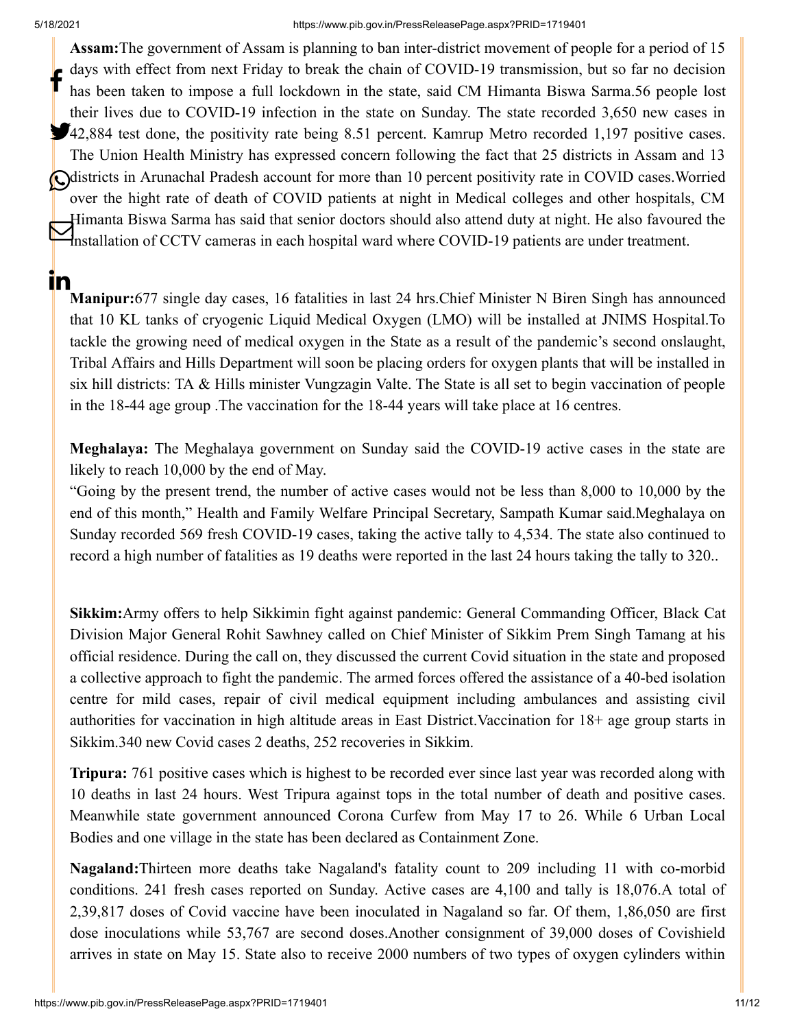**Assam:**The government of Assam is planning to ban inter-district movement of people for a period of 15 days with effect from next Friday to break the chain of COVID-19 transmission, but so far no decision has been taken to impose a full lockdown in the state, said CM Himanta Biswa Sarma.56 people lost their lives due to COVID-19 infection in the state on Sunday. The state recorded 3,650 new cases in 42,884 test done, the positivity rate being 8.51 percent. Kamrup Metro recorded 1,197 positive cases. The Union Health Ministry has expressed concern following the fact that 25 districts in Assam and 13 districts in Arunachal Pradesh account for more than 10 percent positivity rate in COVID cases.Worried over the hight rate of death of COVID patients at night in Medical colleges and other hospitals, CM Himanta Biswa Sarma has said that senior doctors should also attend duty at night. He also favoured the installation of CCTV cameras in each hospital ward where COVID-19 patients are under treatment.

**Manipur:**677 single day cases, 16 fatalities in last 24 hrs.Chief Minister N Biren Singh has announced that 10 KL tanks of cryogenic Liquid Medical Oxygen (LMO) will be installed at JNIMS Hospital.To tackle the growing need of medical oxygen in the State as a result of the pandemic's second onslaught, Tribal Affairs and Hills Department will soon be placing orders for oxygen plants that will be installed in six hill districts: TA & Hills minister Vungzagin Valte. The State is all set to begin vaccination of people in the 18-44 age group .The vaccination for the 18-44 years will take place at 16 centres.

**Meghalaya:** The Meghalaya government on Sunday said the COVID-19 active cases in the state are likely to reach 10,000 by the end of May.

"Going by the present trend, the number of active cases would not be less than 8,000 to 10,000 by the end of this month," Health and Family Welfare Principal Secretary, Sampath Kumar said.Meghalaya on Sunday recorded 569 fresh COVID-19 cases, taking the active tally to 4,534. The state also continued to record a high number of fatalities as 19 deaths were reported in the last 24 hours taking the tally to 320..

**Sikkim:**Army offers to help Sikkimin fight against pandemic: General Commanding Officer, Black Cat Division Major General Rohit Sawhney called on Chief Minister of Sikkim Prem Singh Tamang at his official residence. During the call on, they discussed the current Covid situation in the state and proposed a collective approach to fight the pandemic. The armed forces offered the assistance of a 40-bed isolation centre for mild cases, repair of civil medical equipment including ambulances and assisting civil authorities for vaccination in high altitude areas in East District.Vaccination for 18+ age group starts in Sikkim.340 new Covid cases 2 deaths, 252 recoveries in Sikkim.

**Tripura:** 761 positive cases which is highest to be recorded ever since last year was recorded along with 10 deaths in last 24 hours. West Tripura against tops in the total number of death and positive cases. Meanwhile state government announced Corona Curfew from May 17 to 26. While 6 Urban Local Bodies and one village in the state has been declared as Containment Zone.

**Nagaland:**Thirteen more deaths take Nagaland's fatality count to 209 including 11 with co-morbid conditions. 241 fresh cases reported on Sunday. Active cases are 4,100 and tally is 18,076.A total of 2,39,817 doses of Covid vaccine have been inoculated in Nagaland so far. Of them, 1,86,050 are first dose inoculations while 53,767 are second doses.Another consignment of 39,000 doses of Covishield arrives in state on May 15. State also to receive 2000 numbers of two types of oxygen cylinders within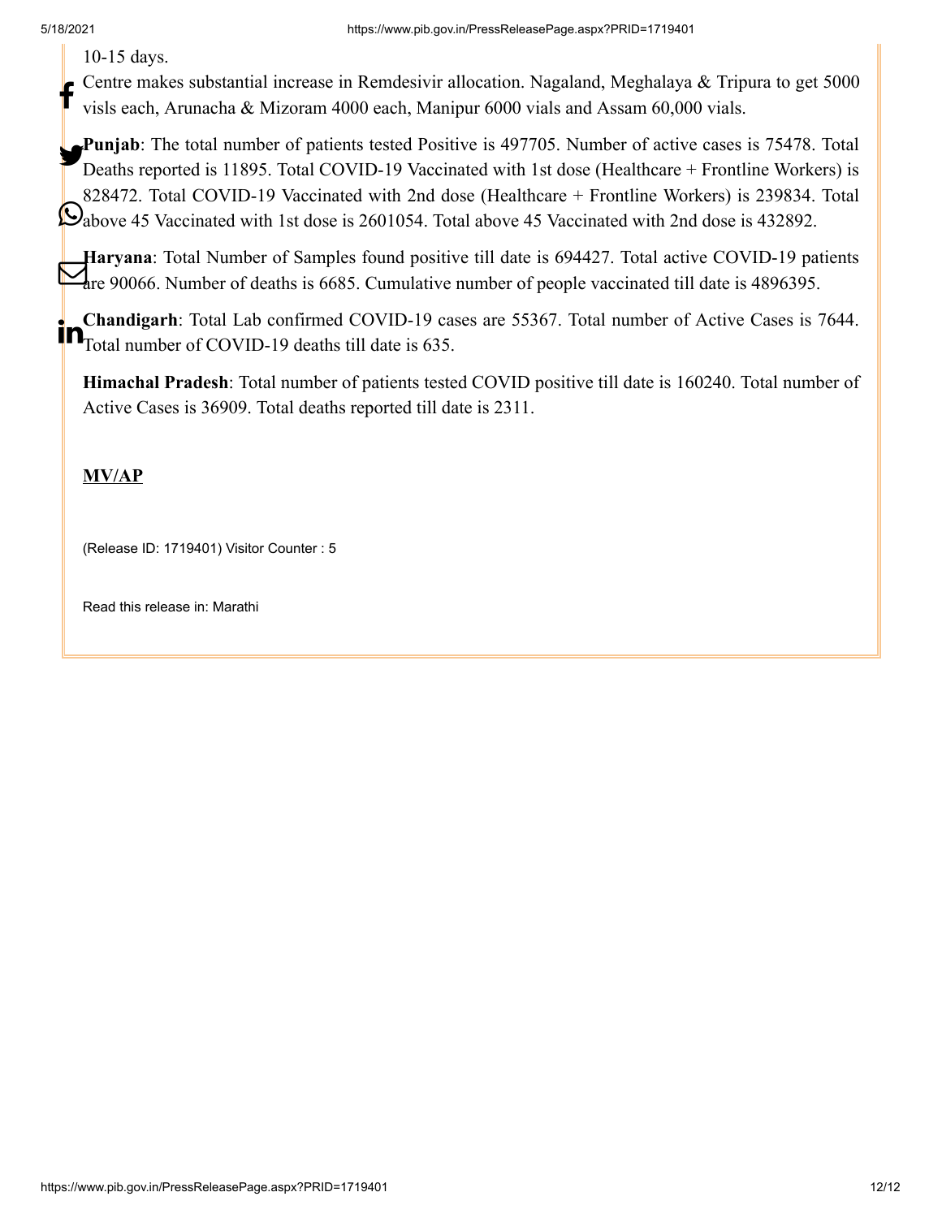10-15 days.

Centre makes substantial increase in Remdesivir allocation. Nagaland, Meghalaya & Tripura to get 5000 visls each, Arunacha & Mizoram 4000 each, Manipur 6000 vials and Assam 60,000 vials.

**Punjab**: The total number of patients tested Positive is 497705. Number of active cases is 75478. Total Deaths reported is 11895. Total COVID-19 Vaccinated with 1st dose (Healthcare + Frontline Workers) is 828472. Total COVID-19 Vaccinated with 2nd dose (Healthcare + Frontline Workers) is 239834. Total above 45 Vaccinated with 1st dose is 2601054. Total above 45 Vaccinated with 2nd dose is 432892.

**Haryana**: Total Number of Samples found positive till date is 694427. Total active COVID-19 patients are 90066. Number of deaths is 6685. Cumulative number of people vaccinated till date is 4896395.

**Chandigarh**: Total Lab confirmed COVID-19 cases are 55367. Total number of Active Cases is 7644. Total number of COVID-19 deaths till date is 635.

**Himachal Pradesh**: Total number of patients tested COVID positive till date is 160240. Total number of Active Cases is 36909. Total deaths reported till date is 2311.

**MV/AP**

(Release ID: 1719401) Visitor Counter : 5

Read this release in: Marathi